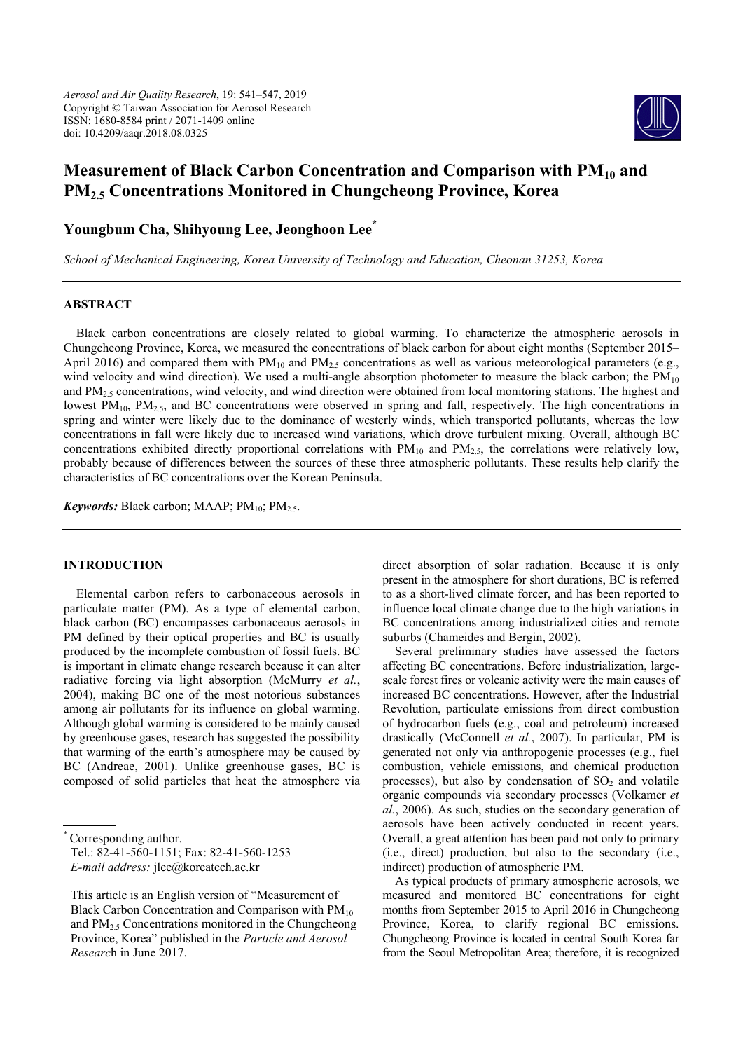*Aerosol and Air Quality Research*, 19: 541–547, 2019
Copyright © Taiwan Association for Aerosol Research
ISSN: 1680-8584 print / 2071-1409 online
doi: 10.4209/aaqr.2018.08.0325

# Measurement of Black Carbon Concentration and Comparison with $PM_{10}$ and $PM_{2.5}$ Concentrations Monitored in Chungcheong Province, Korea

**Youngbum Cha, Shihyoung Lee, Jeonghoon Lee**[*]

*School of Mechanical Engineering, Korea University of Technology and Education, Cheonan 31253, Korea*

## ABSTRACT

Black carbon concentrations are closely related to global warming. To characterize the atmospheric aerosols in Chungcheong Province, Korea, we measured the concentrations of black carbon for about eight months (September 2015–April 2016) and compared them with $PM_{10}$ and $PM_{2.5}$ concentrations as well as various meteorological parameters (e.g., wind velocity and wind direction). We used a multi-angle absorption photometer to measure the black carbon; the $PM_{10}$ and $PM_{2.5}$ concentrations, wind velocity, and wind direction were obtained from local monitoring stations. The highest and lowest $PM_{10}$, $PM_{2.5}$, and BC concentrations were observed in spring and fall, respectively. The high concentrations in spring and winter were likely due to the dominance of westerly winds, which transported pollutants, whereas the low concentrations in fall were likely due to increased wind variations, which drove turbulent mixing. Overall, although BC concentrations exhibited directly proportional correlations with $PM_{10}$ and $PM_{2.5}$, the correlations were relatively low, probably because of differences between the sources of these three atmospheric pollutants. These results help clarify the characteristics of BC concentrations over the Korean Peninsula.

***Keywords:*** Black carbon; MAAP; $PM_{10}$; $PM_{2.5}$.

## INTRODUCTION

Elemental carbon refers to carbonaceous aerosols in particulate matter (PM). As a type of elemental carbon, black carbon (BC) encompasses carbonaceous aerosols in PM defined by their optical properties and BC is usually produced by the incomplete combustion of fossil fuels. BC is important in climate change research because it can alter radiative forcing via light absorption (McMurry *et al.*, 2004), making BC one of the most notorious substances among air pollutants for its influence on global warming. Although global warming is considered to be mainly caused by greenhouse gases, research has suggested the possibility that warming of the earth's atmosphere may be caused by BC (Andreae, 2001). Unlike greenhouse gases, BC is composed of solid particles that heat the atmosphere via direct absorption of solar radiation. Because it is only present in the atmosphere for short durations, BC is referred to as a short-lived climate forcer, and has been reported to influence local climate change due to the high variations in BC concentrations among industrialized cities and remote suburbs (Chameides and Bergin, 2002).

Several preliminary studies have assessed the factors affecting BC concentrations. Before industrialization, large-scale forest fires or volcanic activity were the main causes of increased BC concentrations. However, after the Industrial Revolution, particulate emissions from direct combustion of hydrocarbon fuels (e.g., coal and petroleum) increased drastically (McConnell *et al.*, 2007). In particular, PM is generated not only via anthropogenic processes (e.g., fuel combustion, vehicle emissions, and chemical production processes), but also by condensation of $SO_2$ and volatile organic compounds via secondary processes (Volkamer *et al.*, 2006). As such, studies on the secondary generation of aerosols have been actively conducted in recent years. Overall, a great attention has been paid not only to primary (i.e., direct) production, but also to the secondary (i.e., indirect) production of atmospheric PM.

As typical products of primary atmospheric aerosols, we measured and monitored BC concentrations for eight months from September 2015 to April 2016 in Chungcheong Province, Korea, to clarify regional BC emissions. Chungcheong Province is located in central South Korea far from the Seoul Metropolitan Area; therefore, it is recognized

---

[*] Corresponding author.
Tel.: 82-41-560-1151; Fax: 82-41-560-1253
*E-mail address:* jlee@koreatech.ac.kr

This article is an English version of "Measurement of Black Carbon Concentration and Comparison with $PM_{10}$ and $PM_{2.5}$ Concentrations monitored in the Chungcheong Province, Korea" published in the *Particle and Aerosol Research* in June 2017.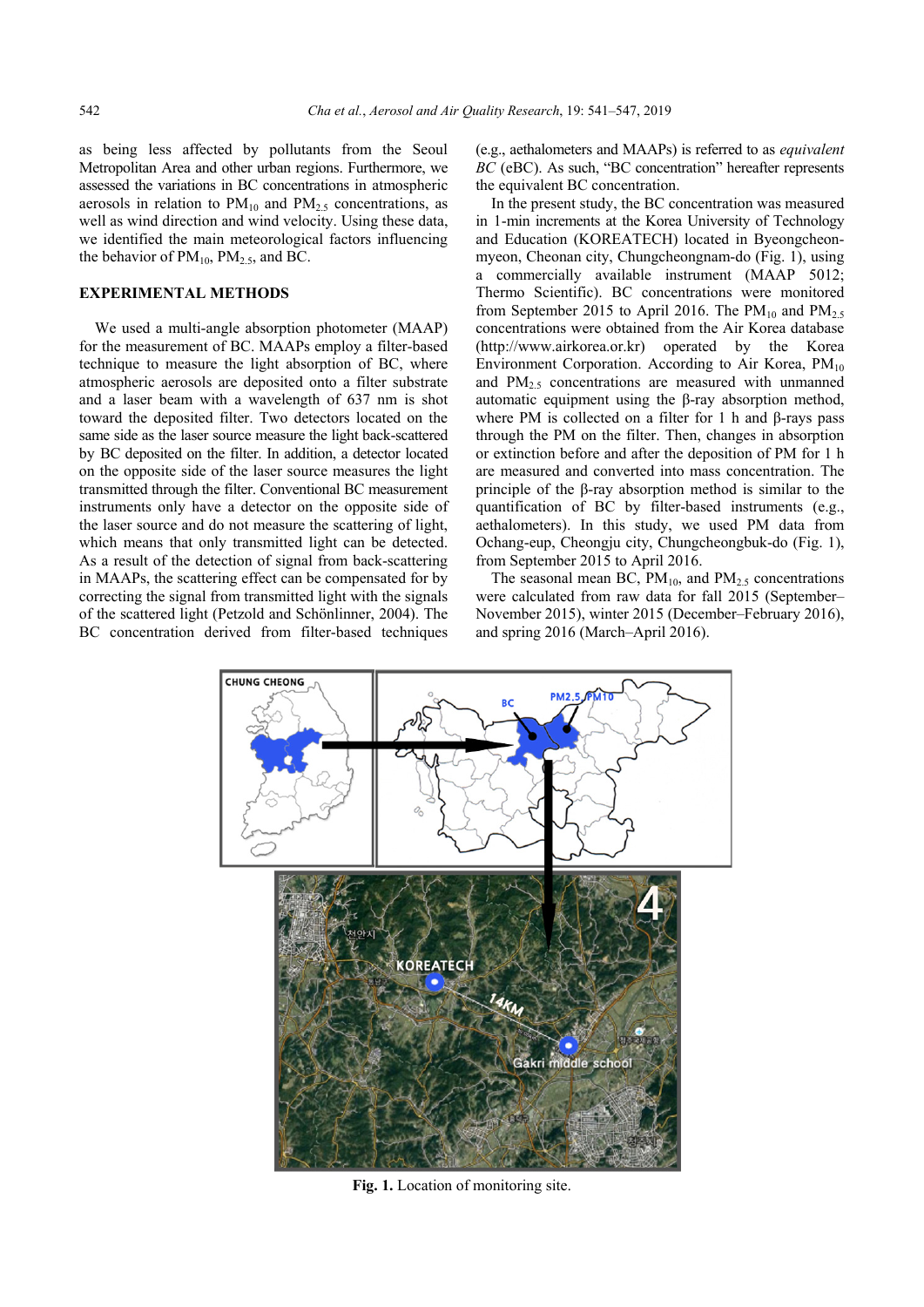as being less affected by pollutants from the Seoul Metropolitan Area and other urban regions. Furthermore, we assessed the variations in BC concentrations in atmospheric aerosols in relation to $PM_{10}$ and $PM_{2.5}$ concentrations, as well as wind direction and wind velocity. Using these data, we identified the main meteorological factors influencing the behavior of $PM_{10}$, $PM_{2.5}$, and BC.

## EXPERIMENTAL METHODS

We used a multi-angle absorption photometer (MAAP) for the measurement of BC. MAAPs employ a filter-based technique to measure the light absorption of BC, where atmospheric aerosols are deposited onto a filter substrate and a laser beam with a wavelength of 637 nm is shot toward the deposited filter. Two detectors located on the same side as the laser source measure the light back-scattered by BC deposited on the filter. In addition, a detector located on the opposite side of the laser source measures the light transmitted through the filter. Conventional BC measurement instruments only have a detector on the opposite side of the laser source and do not measure the scattering of light, which means that only transmitted light can be detected. As a result of the detection of signal from back-scattering in MAAPs, the scattering effect can be compensated for by correcting the signal from transmitted light with the signals of the scattered light (Petzold and Schönlinner, 2004). The BC concentration derived from filter-based techniques (e.g., aethalometers and MAAPs) is referred to as *equivalent BC* (eBC). As such, "BC concentration" hereafter represents the equivalent BC concentration.

In the present study, the BC concentration was measured in 1-min increments at the Korea University of Technology and Education (KOREATECH) located in Byeongcheon-myeon, Cheonan city, Chungcheongnam-do (Fig. 1), using a commercially available instrument (MAAP 5012; Thermo Scientific). BC concentrations were monitored from September 2015 to April 2016. The $PM_{10}$ and $PM_{2.5}$ concentrations were obtained from the Air Korea database (http://www.airkorea.or.kr) operated by the Korea Environment Corporation. According to Air Korea, $PM_{10}$ and $PM_{2.5}$ concentrations are measured with unmanned automatic equipment using the β-ray absorption method, where PM is collected on a filter for 1 h and β-rays pass through the PM on the filter. Then, changes in absorption or extinction before and after the deposition of PM for 1 h are measured and converted into mass concentration. The principle of the β-ray absorption method is similar to the quantification of BC by filter-based instruments (e.g., aethalometers). In this study, we used PM data from Ochang-eup, Cheongju city, Chungcheongbuk-do (Fig. 1), from September 2015 to April 2016.

The seasonal mean BC, $PM_{10}$, and $PM_{2.5}$ concentrations were calculated from raw data for fall 2015 (September–November 2015), winter 2015 (December–February 2016), and spring 2016 (March–April 2016).

**Fig. 1.** Location of monitoring site.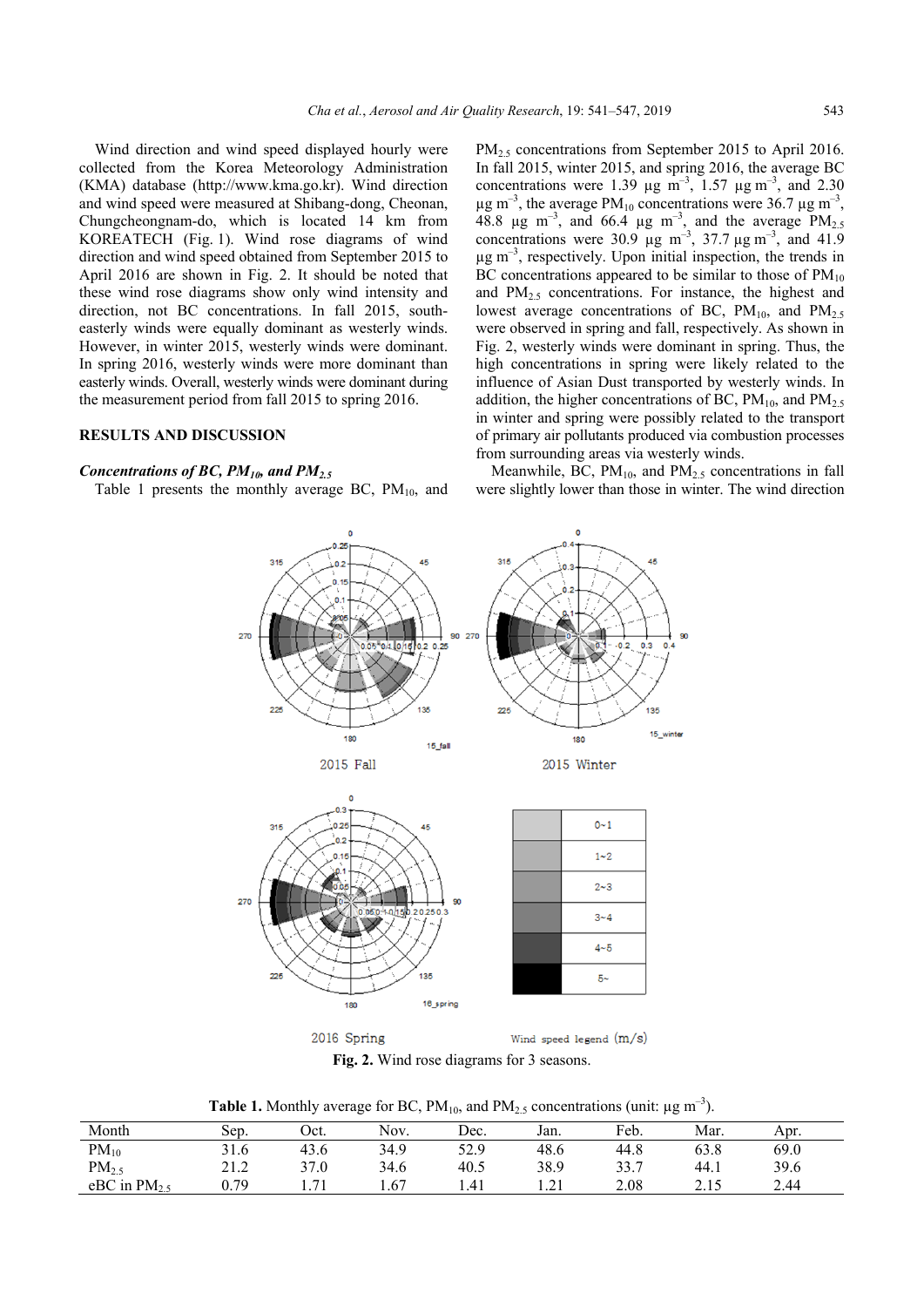Wind direction and wind speed displayed hourly were collected from the Korea Meteorology Administration (KMA) database (http://www.kma.go.kr). Wind direction and wind speed were measured at Shibang-dong, Cheonan, Chungcheongnam-do, which is located 14 km from KOREATECH (Fig. 1). Wind rose diagrams of wind direction and wind speed obtained from September 2015 to April 2016 are shown in Fig. 2. It should be noted that these wind rose diagrams show only wind intensity and direction, not BC concentrations. In fall 2015, south-easterly winds were equally dominant as westerly winds. However, in winter 2015, westerly winds were dominant. In spring 2016, westerly winds were more dominant than easterly winds. Overall, westerly winds were dominant during the measurement period from fall 2015 to spring 2016.

## RESULTS AND DISCUSSION

### *Concentrations of BC, $PM_{10}$, and $PM_{2.5}$*

Table 1 presents the monthly average BC, $PM_{10}$, and $PM_{2.5}$ concentrations from September 2015 to April 2016. In fall 2015, winter 2015, and spring 2016, the average BC concentrations were 1.39 µg $m^{-3}$, 1.57 µg $m^{-3}$, and 2.30 µg $m^{-3}$, the average $PM_{10}$ concentrations were 36.7 µg $m^{-3}$, 48.8 µg $m^{-3}$, and 66.4 µg $m^{-3}$, and the average $PM_{2.5}$ concentrations were 30.9 µg $m^{-3}$, 37.7 µg $m^{-3}$, and 41.9 µg $m^{-3}$, respectively. Upon initial inspection, the trends in BC concentrations appeared to be similar to those of $PM_{10}$ and $PM_{2.5}$ concentrations. For instance, the highest and lowest average concentrations of BC, $PM_{10}$, and $PM_{2.5}$ were observed in spring and fall, respectively. As shown in Fig. 2, westerly winds were dominant in spring. Thus, the high concentrations in spring were likely related to the influence of Asian Dust transported by westerly winds. In addition, the higher concentrations of BC, $PM_{10}$, and $PM_{2.5}$ in winter and spring were possibly related to the transport of primary air pollutants produced via combustion processes from surrounding areas via westerly winds.

Meanwhile, BC, $PM_{10}$, and $PM_{2.5}$ concentrations in fall were slightly lower than those in winter. The wind direction

**Fig. 2.** Wind rose diagrams for 3 seasons.

**Table 1.** Monthly average for BC, $PM_{10}$, and $PM_{2.5}$ concentrations (unit: µg $m^{-3}$).

| Month | Sep. | Oct. | Nov. | Dec. | Jan. | Feb. | Mar. | Apr. |
|---|---|---|---|---|---|---|---|---|
| $PM_{10}$ | 31.6 | 43.6 | 34.9 | 52.9 | 48.6 | 44.8 | 63.8 | 69.0 |
| $PM_{2.5}$ | 21.2 | 37.0 | 34.6 | 40.5 | 38.9 | 33.7 | 44.1 | 39.6 |
| eBC in $PM_{2.5}$ | 0.79 | 1.71 | 1.67 | 1.41 | 1.21 | 2.08 | 2.15 | 2.44 |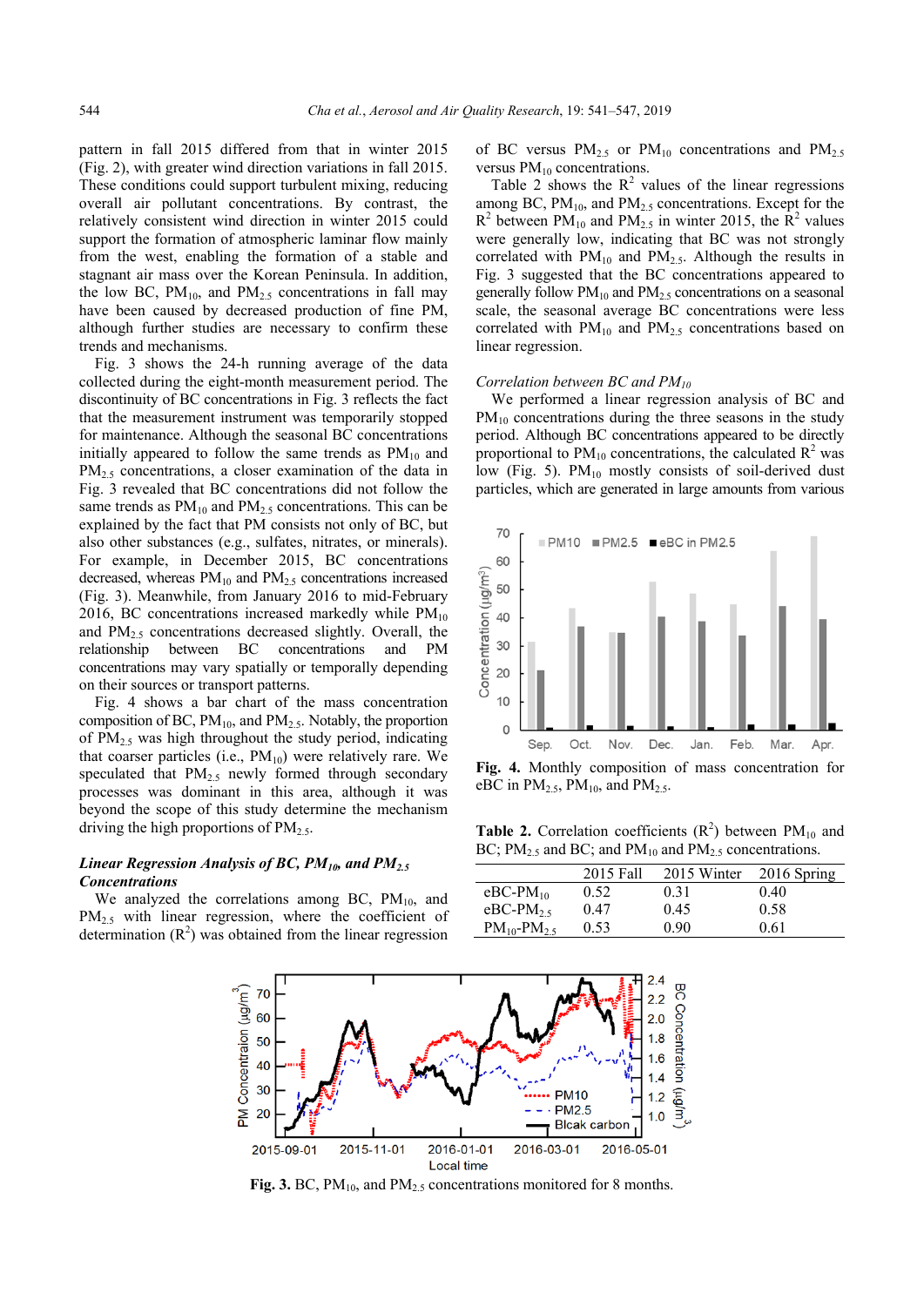pattern in fall 2015 differed from that in winter 2015 (Fig. 2), with greater wind direction variations in fall 2015. These conditions could support turbulent mixing, reducing overall air pollutant concentrations. By contrast, the relatively consistent wind direction in winter 2015 could support the formation of atmospheric laminar flow mainly from the west, enabling the formation of a stable and stagnant air mass over the Korean Peninsula. In addition, the low BC, $PM_{10}$, and $PM_{2.5}$ concentrations in fall may have been caused by decreased production of fine PM, although further studies are necessary to confirm these trends and mechanisms.

Fig. 3 shows the 24-h running average of the data collected during the eight-month measurement period. The discontinuity of BC concentrations in Fig. 3 reflects the fact that the measurement instrument was temporarily stopped for maintenance. Although the seasonal BC concentrations initially appeared to follow the same trends as $PM_{10}$ and $PM_{2.5}$ concentrations, a closer examination of the data in Fig. 3 revealed that BC concentrations did not follow the same trends as $PM_{10}$ and $PM_{2.5}$ concentrations. This can be explained by the fact that PM consists not only of BC, but also other substances (e.g., sulfates, nitrates, or minerals). For example, in December 2015, BC concentrations decreased, whereas $PM_{10}$ and $PM_{2.5}$ concentrations increased (Fig. 3). Meanwhile, from January 2016 to mid-February 2016, BC concentrations increased markedly while $PM_{10}$ and $PM_{2.5}$ concentrations decreased slightly. Overall, the relationship between BC concentrations and PM concentrations may vary spatially or temporally depending on their sources or transport patterns.

Fig. 4 shows a bar chart of the mass concentration composition of BC, $PM_{10}$, and $PM_{2.5}$. Notably, the proportion of $PM_{2.5}$ was high throughout the study period, indicating that coarser particles (i.e., $PM_{10}$) were relatively rare. We speculated that $PM_{2.5}$ newly formed through secondary processes was dominant in this area, although it was beyond the scope of this study determine the mechanism driving the high proportions of $PM_{2.5}$.

### *Linear Regression Analysis of BC, $PM_{10}$, and $PM_{2.5}$ Concentrations*

We analyzed the correlations among BC, $PM_{10}$, and $PM_{2.5}$ with linear regression, where the coefficient of determination ($R^2$) was obtained from the linear regression of BC versus $PM_{2.5}$ or $PM_{10}$ concentrations and $PM_{2.5}$ versus $PM_{10}$ concentrations.

Table 2 shows the $R^2$ values of the linear regressions among BC, $PM_{10}$, and $PM_{2.5}$ concentrations. Except for the $R^2$ between $PM_{10}$ and $PM_{2.5}$ in winter 2015, the $R^2$ values were generally low, indicating that BC was not strongly correlated with $PM_{10}$ and $PM_{2.5}$. Although the results in Fig. 3 suggested that the BC concentrations appeared to generally follow $PM_{10}$ and $PM_{2.5}$ concentrations on a seasonal scale, the seasonal average BC concentrations were less correlated with $PM_{10}$ and $PM_{2.5}$ concentrations based on linear regression.

### *Correlation between BC and $PM_{10}$*

We performed a linear regression analysis of BC and $PM_{10}$ concentrations during the three seasons in the study period. Although BC concentrations appeared to be directly proportional to $PM_{10}$ concentrations, the calculated $R^2$ was low (Fig. 5). $PM_{10}$ mostly consists of soil-derived dust particles, which are generated in large amounts from various

**Fig. 4.** Monthly composition of mass concentration for eBC in $PM_{2.5}$, $PM_{10}$, and $PM_{2.5}$.

**Table 2.** Correlation coefficients ($R^2$) between $PM_{10}$ and BC; $PM_{2.5}$ and BC; and $PM_{10}$ and $PM_{2.5}$ concentrations.

| | 2015 Fall | 2015 Winter | 2016 Spring |
|---|---|---|---|
| eBC-$PM_{10}$ | 0.52 | 0.31 | 0.40 |
| eBC-$PM_{2.5}$ | 0.47 | 0.45 | 0.58 |
| $PM_{10}$-$PM_{2.5}$ | 0.53 | 0.90 | 0.61 |

**Fig. 3.** BC, $PM_{10}$, and $PM_{2.5}$ concentrations monitored for 8 months.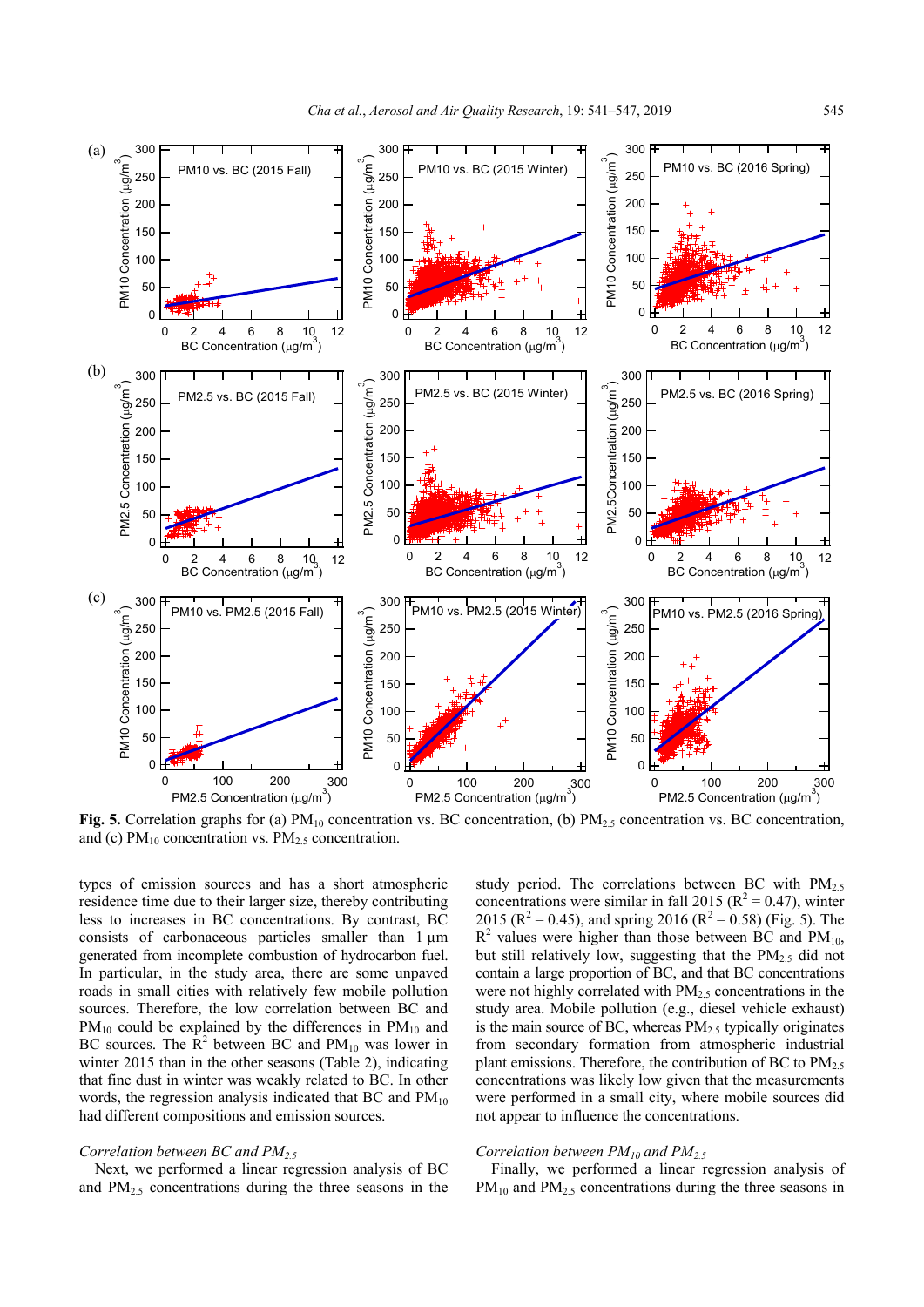**Fig. 5.** Correlation graphs for (a) $PM_{10}$ concentration vs. BC concentration, (b) $PM_{2.5}$ concentration vs. BC concentration, and (c) $PM_{10}$ concentration vs. $PM_{2.5}$ concentration.

types of emission sources and has a short atmospheric residence time due to their larger size, thereby contributing less to increases in BC concentrations. By contrast, BC consists of carbonaceous particles smaller than 1 µm generated from incomplete combustion of hydrocarbon fuel. In particular, in the study area, there are some unpaved roads in small cities with relatively few mobile pollution sources. Therefore, the low correlation between BC and $PM_{10}$ could be explained by the differences in $PM_{10}$ and BC sources. The $R^2$ between BC and $PM_{10}$ was lower in winter 2015 than in the other seasons (Table 2), indicating that fine dust in winter was weakly related to BC. In other words, the regression analysis indicated that BC and $PM_{10}$ had different compositions and emission sources.

*Correlation between BC and $PM_{2.5}$*

Next, we performed a linear regression analysis of BC and $PM_{2.5}$ concentrations during the three seasons in the study period. The correlations between BC with $PM_{2.5}$ concentrations were similar in fall 2015 ($R^2 = 0.47$), winter 2015 ($R^2 = 0.45$), and spring 2016 ($R^2 = 0.58$) (Fig. 5). The $R^2$ values were higher than those between BC and $PM_{10}$, but still relatively low, suggesting that the $PM_{2.5}$ did not contain a large proportion of BC, and that BC concentrations were not highly correlated with $PM_{2.5}$ concentrations in the study area. Mobile pollution (e.g., diesel vehicle exhaust) is the main source of BC, whereas $PM_{2.5}$ typically originates from secondary formation from atmospheric industrial plant emissions. Therefore, the contribution of BC to $PM_{2.5}$ concentrations was likely low given that the measurements were performed in a small city, where mobile sources did not appear to influence the concentrations.

*Correlation between $PM_{10}$ and $PM_{2.5}$*

Finally, we performed a linear regression analysis of $PM_{10}$ and $PM_{2.5}$ concentrations during the three seasons in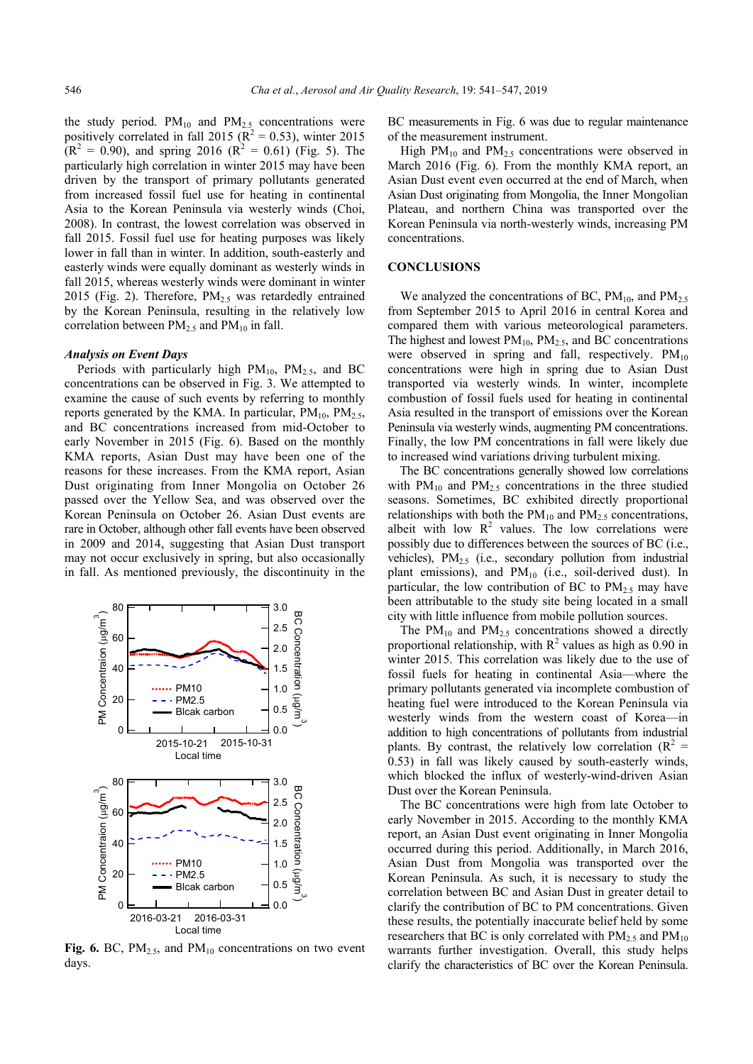the study period. $PM_{10}$ and $PM_{2.5}$ concentrations were positively correlated in fall 2015 ($R^2$ = 0.53), winter 2015 ($R^2$ = 0.90), and spring 2016 ($R^2$ = 0.61) (Fig. 5). The particularly high correlation in winter 2015 may have been driven by the transport of primary pollutants generated from increased fossil fuel use for heating in continental Asia to the Korean Peninsula via westerly winds (Choi, 2008). In contrast, the lowest correlation was observed in fall 2015. Fossil fuel use for heating purposes was likely lower in fall than in winter. In addition, south-easterly and easterly winds were equally dominant as westerly winds in fall 2015, whereas westerly winds were dominant in winter 2015 (Fig. 2). Therefore, $PM_{2.5}$ was retardedly entrained by the Korean Peninsula, resulting in the relatively low correlation between $PM_{2.5}$ and $PM_{10}$ in fall.

### *Analysis on Event Days*

Periods with particularly high $PM_{10}$, $PM_{2.5}$, and BC concentrations can be observed in Fig. 3. We attempted to examine the cause of such events by referring to monthly reports generated by the KMA. In particular, $PM_{10}$, $PM_{2.5}$, and BC concentrations increased from mid-October to early November in 2015 (Fig. 6). Based on the monthly KMA reports, Asian Dust may have been one of the reasons for these increases. From the KMA report, Asian Dust originating from Inner Mongolia on October 26 passed over the Yellow Sea, and was observed over the Korean Peninsula on October 26. Asian Dust events are rare in October, although other fall events have been observed in 2009 and 2014, suggesting that Asian Dust transport may not occur exclusively in spring, but also occasionally in fall. As mentioned previously, the discontinuity in the BC measurements in Fig. 6 was due to regular maintenance of the measurement instrument.

**Fig. 6.** BC, $PM_{2.5}$, and $PM_{10}$ concentrations on two event days.

High $PM_{10}$ and $PM_{2.5}$ concentrations were observed in March 2016 (Fig. 6). From the monthly KMA report, an Asian Dust event even occurred at the end of March, when Asian Dust originating from Mongolia, the Inner Mongolian Plateau, and northern China was transported over the Korean Peninsula via north-westerly winds, increasing PM concentrations.

## CONCLUSIONS

We analyzed the concentrations of BC, $PM_{10}$, and $PM_{2.5}$ from September 2015 to April 2016 in central Korea and compared them with various meteorological parameters. The highest and lowest $PM_{10}$, $PM_{2.5}$, and BC concentrations were observed in spring and fall, respectively. $PM_{10}$ concentrations were high in spring due to Asian Dust transported via westerly winds. In winter, incomplete combustion of fossil fuels used for heating in continental Asia resulted in the transport of emissions over the Korean Peninsula via westerly winds, augmenting PM concentrations. Finally, the low PM concentrations in fall were likely due to increased wind variations driving turbulent mixing.

The BC concentrations generally showed low correlations with $PM_{10}$ and $PM_{2.5}$ concentrations in the three studied seasons. Sometimes, BC exhibited directly proportional relationships with both the $PM_{10}$ and $PM_{2.5}$ concentrations, albeit with low $R^2$ values. The low correlations were possibly due to differences between the sources of BC (i.e., vehicles), $PM_{2.5}$ (i.e., secondary pollution from industrial plant emissions), and $PM_{10}$ (i.e., soil-derived dust). In particular, the low contribution of BC to $PM_{2.5}$ may have been attributable to the study site being located in a small city with little influence from mobile pollution sources.

The $PM_{10}$ and $PM_{2.5}$ concentrations showed a directly proportional relationship, with $R^2$ values as high as 0.90 in winter 2015. This correlation was likely due to the use of fossil fuels for heating in continental Asia—where the primary pollutants generated via incomplete combustion of heating fuel were introduced to the Korean Peninsula via westerly winds from the western coast of Korea—in addition to high concentrations of pollutants from industrial plants. By contrast, the relatively low correlation ($R^2$ = 0.53) in fall was likely caused by south-easterly winds, which blocked the influx of westerly-wind-driven Asian Dust over the Korean Peninsula.

The BC concentrations were high from late October to early November in 2015. According to the monthly KMA report, an Asian Dust event originating in Inner Mongolia occurred during this period. Additionally, in March 2016, Asian Dust from Mongolia was transported over the Korean Peninsula. As such, it is necessary to study the correlation between BC and Asian Dust in greater detail to clarify the contribution of BC to PM concentrations. Given these results, the potentially inaccurate belief held by some researchers that BC is only correlated with $PM_{2.5}$ and $PM_{10}$ warrants further investigation. Overall, this study helps clarify the characteristics of BC over the Korean Peninsula.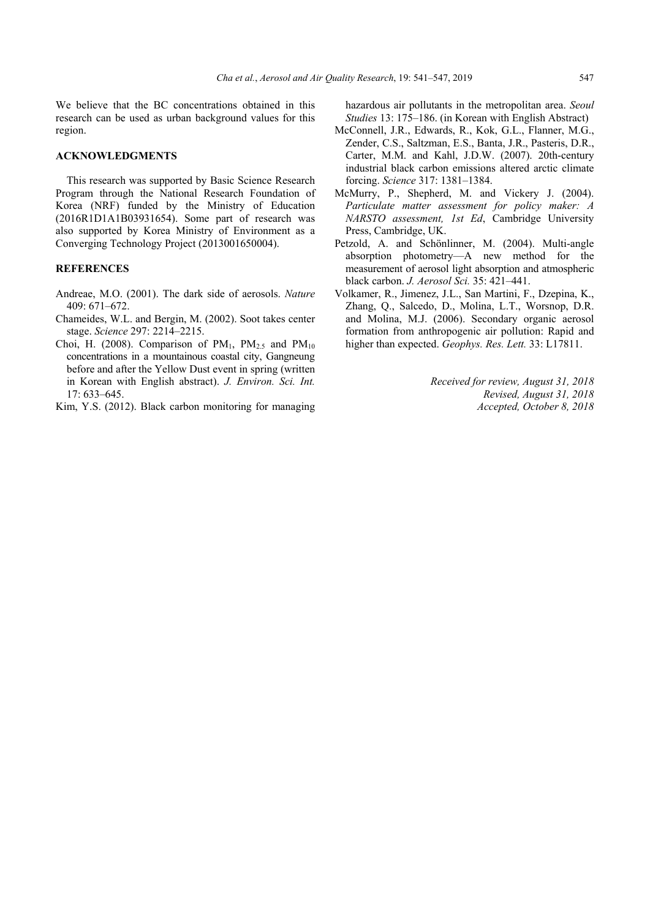We believe that the BC concentrations obtained in this research can be used as urban background values for this region.

## ACKNOWLEDGMENTS

This research was supported by Basic Science Research Program through the National Research Foundation of Korea (NRF) funded by the Ministry of Education (2016R1D1A1B03931654). Some part of research was also supported by Korea Ministry of Environment as a Converging Technology Project (2013001650004).

## REFERENCES

Andreae, M.O. (2001). The dark side of aerosols. *Nature* 409: 671–672.

Chameides, W.L. and Bergin, M. (2002). Soot takes center stage. *Science* 297: 2214–2215.

Choi, H. (2008). Comparison of $PM_1$, $PM_{2.5}$ and $PM_{10}$ concentrations in a mountainous coastal city, Gangneung before and after the Yellow Dust event in spring (written in Korean with English abstract). *J. Environ. Sci. Int.* 17: 633–645.

Kim, Y.S. (2012). Black carbon monitoring for managing hazardous air pollutants in the metropolitan area. *Seoul Studies* 13: 175–186. (in Korean with English Abstract)

McConnell, J.R., Edwards, R., Kok, G.L., Flanner, M.G., Zender, C.S., Saltzman, E.S., Banta, J.R., Pasteris, D.R., Carter, M.M. and Kahl, J.D.W. (2007). 20th-century industrial black carbon emissions altered arctic climate forcing. *Science* 317: 1381–1384.

McMurry, P., Shepherd, M. and Vickery J. (2004). *Particulate matter assessment for policy maker: A NARSTO assessment, 1st Ed*, Cambridge University Press, Cambridge, UK.

Petzold, A. and Schönlinner, M. (2004). Multi-angle absorption photometry—A new method for the measurement of aerosol light absorption and atmospheric black carbon. *J. Aerosol Sci.* 35: 421–441.

Volkamer, R., Jimenez, J.L., San Martini, F., Dzepina, K., Zhang, Q., Salcedo, D., Molina, L.T., Worsnop, D.R. and Molina, M.J. (2006). Secondary organic aerosol formation from anthropogenic air pollution: Rapid and higher than expected. *Geophys. Res. Lett.* 33: L17811.

*Received for review, August 31, 2018*
*Revised, August 31, 2018*
*Accepted, October 8, 2018*